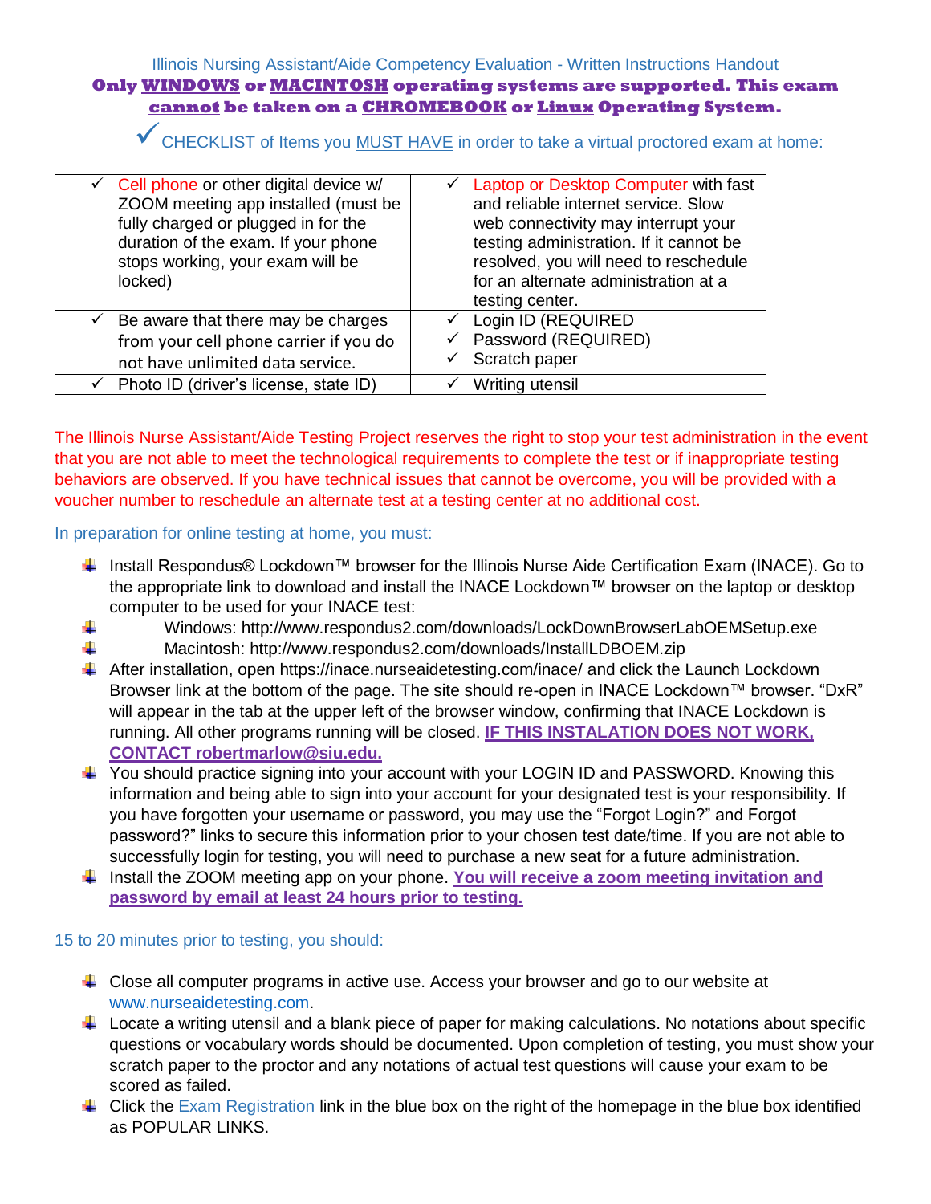Illinois Nursing Assistant/Aide Competency Evaluation - Written Instructions Handout

**Only WINDOWS or MACINTOSH operating systems are supported. This exam cannot be taken on a CHROMEBOOK or Linux Operating System.**

✓ CHECKLIST of Items you MUST HAVE in order to take a virtual proctored exam at home:

| | |
|---|---|
| ✓ Cell phone or other digital device w/ ZOOM meeting app installed (must be fully charged or plugged in for the duration of the exam. If your phone stops working, your exam will be locked) | ✓ Laptop or Desktop Computer with fast and reliable internet service. Slow web connectivity may interrupt your testing administration. If it cannot be resolved, you will need to reschedule for an alternate administration at a testing center. |
| ✓ Be aware that there may be charges from your cell phone carrier if you do not have unlimited data service. | ✓ Login ID (REQUIRED)<br>✓ Password (REQUIRED)<br>✓ Scratch paper |
| ✓ Photo ID (driver's license, state ID) | ✓ Writing utensil |

The Illinois Nurse Assistant/Aide Testing Project reserves the right to stop your test administration in the event that you are not able to meet the technological requirements to complete the test or if inappropriate testing behaviors are observed. If you have technical issues that cannot be overcome, you will be provided with a voucher number to reschedule an alternate test at a testing center at no additional cost.

In preparation for online testing at home, you must:

- Install Respondus® Lockdown™ browser for the Illinois Nurse Aide Certification Exam (INACE). Go to the appropriate link to download and install the INACE Lockdown™ browser on the laptop or desktop computer to be used for your INACE test:
- Windows: http://www.respondus2.com/downloads/LockDownBrowserLabOEMSetup.exe
- Macintosh: http://www.respondus2.com/downloads/InstallLDBOEM.zip
- After installation, open https://inace.nurseaidetesting.com/inace/ and click the Launch Lockdown Browser link at the bottom of the page. The site should re-open in INACE Lockdown™ browser. "DxR" will appear in the tab at the upper left of the browser window, confirming that INACE Lockdown is running. All other programs running will be closed. **IF THIS INSTALATION DOES NOT WORK, CONTACT robertmarlow@siu.edu.**
- You should practice signing into your account with your LOGIN ID and PASSWORD. Knowing this information and being able to sign into your account for your designated test is your responsibility. If you have forgotten your username or password, you may use the "Forgot Login?" and Forgot password?" links to secure this information prior to your chosen test date/time. If you are not able to successfully login for testing, you will need to purchase a new seat for a future administration.
- Install the ZOOM meeting app on your phone. **You will receive a zoom meeting invitation and password by email at least 24 hours prior to testing.**

15 to 20 minutes prior to testing, you should:

- Close all computer programs in active use. Access your browser and go to our website at www.nurseaidetesting.com.
- Locate a writing utensil and a blank piece of paper for making calculations. No notations about specific questions or vocabulary words should be documented. Upon completion of testing, you must show your scratch paper to the proctor and any notations of actual test questions will cause your exam to be scored as failed.
- Click the Exam Registration link in the blue box on the right of the homepage in the blue box identified as POPULAR LINKS.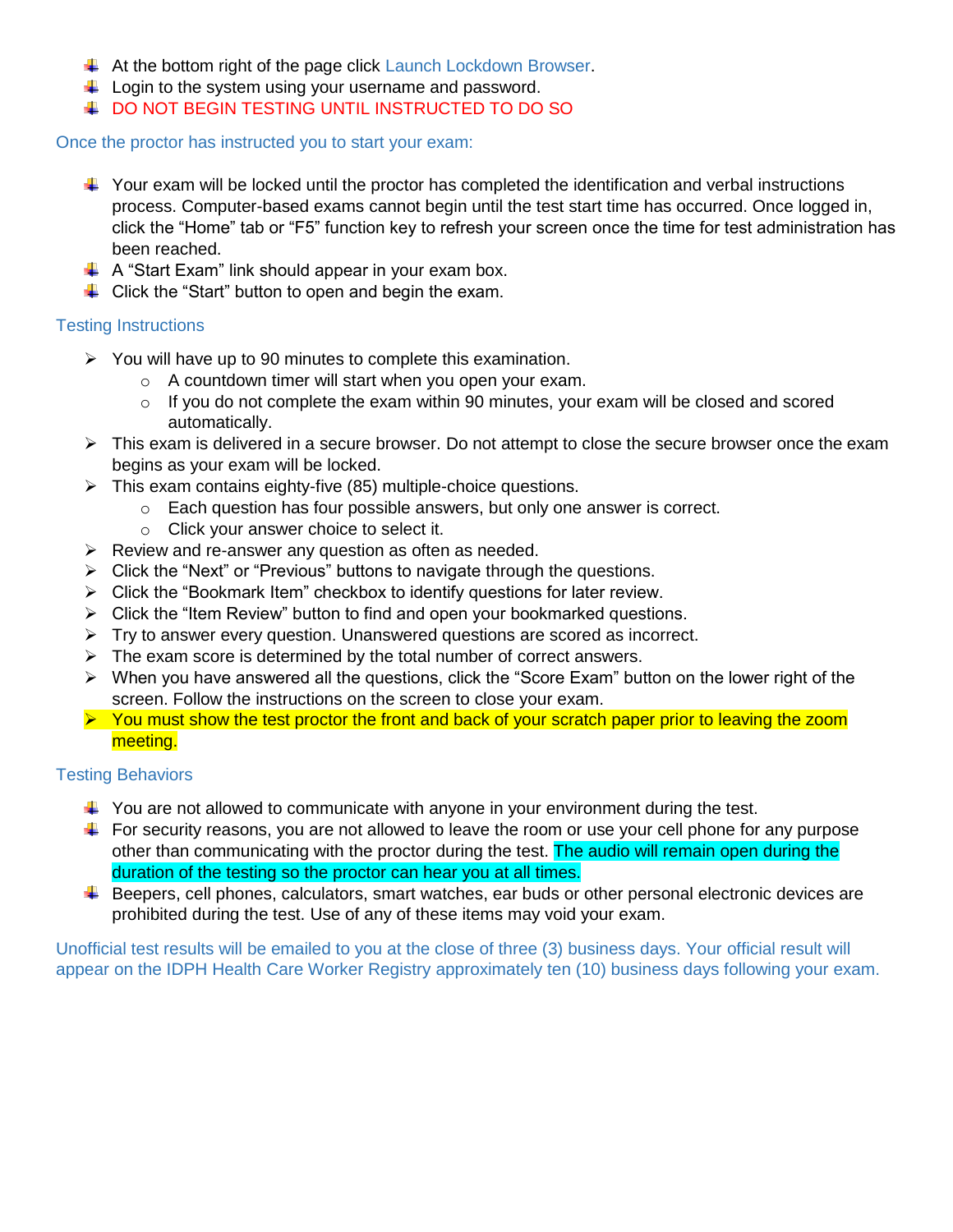- At the bottom right of the page click Launch Lockdown Browser.
- Login to the system using your username and password.
- DO NOT BEGIN TESTING UNTIL INSTRUCTED TO DO SO

### Once the proctor has instructed you to start your exam:

- Your exam will be locked until the proctor has completed the identification and verbal instructions process. Computer-based exams cannot begin until the test start time has occurred. Once logged in, click the "Home" tab or "F5" function key to refresh your screen once the time for test administration has been reached.
- A "Start Exam" link should appear in your exam box.
- Click the "Start" button to open and begin the exam.

### Testing Instructions

- You will have up to 90 minutes to complete this examination.
    - A countdown timer will start when you open your exam.
    - If you do not complete the exam within 90 minutes, your exam will be closed and scored automatically.
- This exam is delivered in a secure browser. Do not attempt to close the secure browser once the exam begins as your exam will be locked.
- This exam contains eighty-five (85) multiple-choice questions.
    - Each question has four possible answers, but only one answer is correct.
    - Click your answer choice to select it.
- Review and re-answer any question as often as needed.
- Click the "Next" or "Previous" buttons to navigate through the questions.
- Click the "Bookmark Item" checkbox to identify questions for later review.
- Click the "Item Review" button to find and open your bookmarked questions.
- Try to answer every question. Unanswered questions are scored as incorrect.
- The exam score is determined by the total number of correct answers.
- When you have answered all the questions, click the "Score Exam" button on the lower right of the screen. Follow the instructions on the screen to close your exam.
- You must show the test proctor the front and back of your scratch paper prior to leaving the zoom meeting.

### Testing Behaviors

- You are not allowed to communicate with anyone in your environment during the test.
- For security reasons, you are not allowed to leave the room or use your cell phone for any purpose other than communicating with the proctor during the test. The audio will remain open during the duration of the testing so the proctor can hear you at all times.
- Beepers, cell phones, calculators, smart watches, ear buds or other personal electronic devices are prohibited during the test. Use of any of these items may void your exam.

Unofficial test results will be emailed to you at the close of three (3) business days. Your official result will appear on the IDPH Health Care Worker Registry approximately ten (10) business days following your exam.